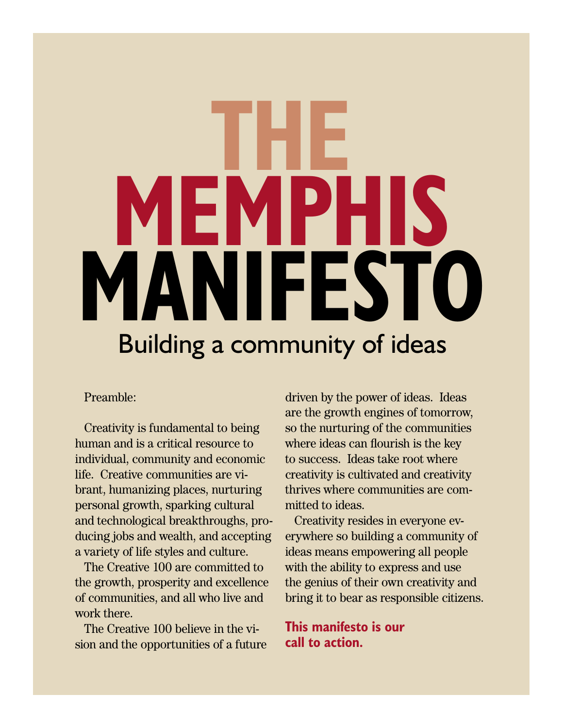# THE MEMPHIS MANIFESTO

## Building a community of ideas

Preamble:

Creativity is fundamental to being human and is a critical resource to individual, community and economic life. Creative communities are vibrant, humanizing places, nurturing personal growth, sparking cultural and technological breakthroughs, producing jobs and wealth, and accepting a variety of life styles and culture.

The Creative 100 are committed to the growth, prosperity and excellence of communities, and all who live and work there.

The Creative 100 believe in the vision and the opportunities of a future driven by the power of ideas. Ideas are the growth engines of tomorrow, so the nurturing of the communities where ideas can flourish is the key to success. Ideas take root where creativity is cultivated and creativity thrives where communities are committed to ideas.

Creativity resides in everyone everywhere so building a community of ideas means empowering all people with the ability to express and use the genius of their own creativity and bring it to bear as responsible citizens.

**This manifesto is our call to action.**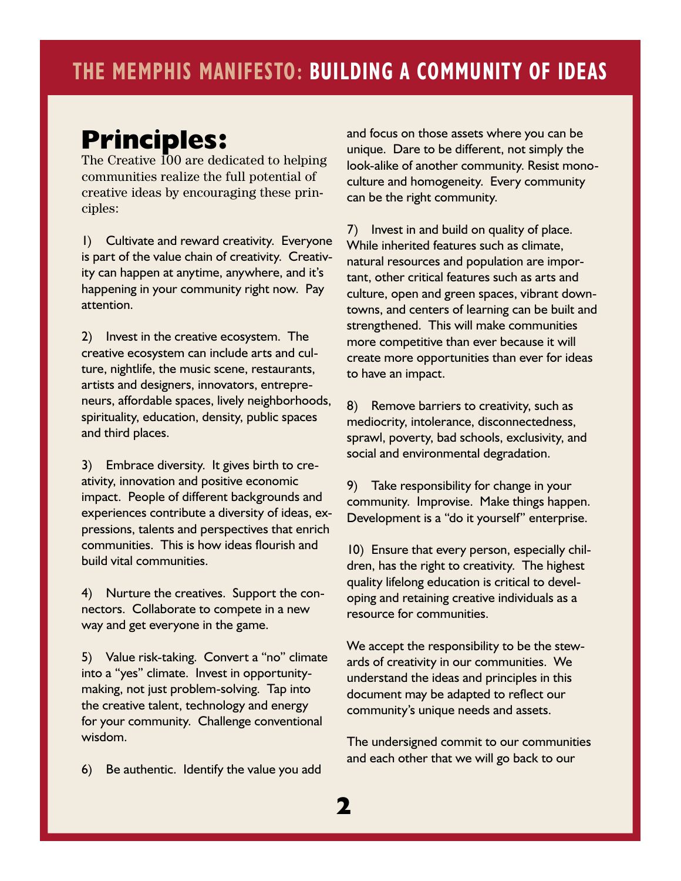## Principles:

The Creative 100 are dedicated to helping communities realize the full potential of creative ideas by encouraging these principles:

1) Cultivate and reward creativity. Everyone is part of the value chain of creativity. Creativity can happen at anytime, anywhere, and it's happening in your community right now. Pay attention.

2) Invest in the creative ecosystem. The creative ecosystem can include arts and culture, nightlife, the music scene, restaurants, artists and designers, innovators, entrepreneurs, affordable spaces, lively neighborhoods, spirituality, education, density, public spaces and third places.

3) Embrace diversity. It gives birth to creativity, innovation and positive economic impact. People of different backgrounds and experiences contribute a diversity of ideas, expressions, talents and perspectives that enrich communities. This is how ideas flourish and build vital communities.

4) Nurture the creatives. Support the connectors. Collaborate to compete in a new way and get everyone in the game.

5) Value risk-taking. Convert a "no" climate into a "yes" climate. Invest in opportunity-making, not just problem-solving. Tap into the creative talent, technology and energy for your community. Challenge conventional wisdom.

6) Be authentic. Identify the value you add and focus on those assets where you can be unique. Dare to be different, not simply the look-alike of another community. Resist monoculture and homogeneity. Every community can be the right community.

7) Invest in and build on quality of place. While inherited features such as climate, natural resources and population are important, other critical features such as arts and culture, open and green spaces, vibrant downtowns, and centers of learning can be built and strengthened. This will make communities more competitive than ever because it will create more opportunities than ever for ideas to have an impact.

8) Remove barriers to creativity, such as mediocrity, intolerance, disconnectedness, sprawl, poverty, bad schools, exclusivity, and social and environmental degradation.

9) Take responsibility for change in your community. Improvise. Make things happen. Development is a "do it yourself" enterprise.

10) Ensure that every person, especially children, has the right to creativity. The highest quality lifelong education is critical to developing and retaining creative individuals as a resource for communities.

We accept the responsibility to be the stewards of creativity in our communities. We understand the ideas and principles in this document may be adapted to reflect our community's unique needs and assets.

The undersigned commit to our communities and each other that we will go back to our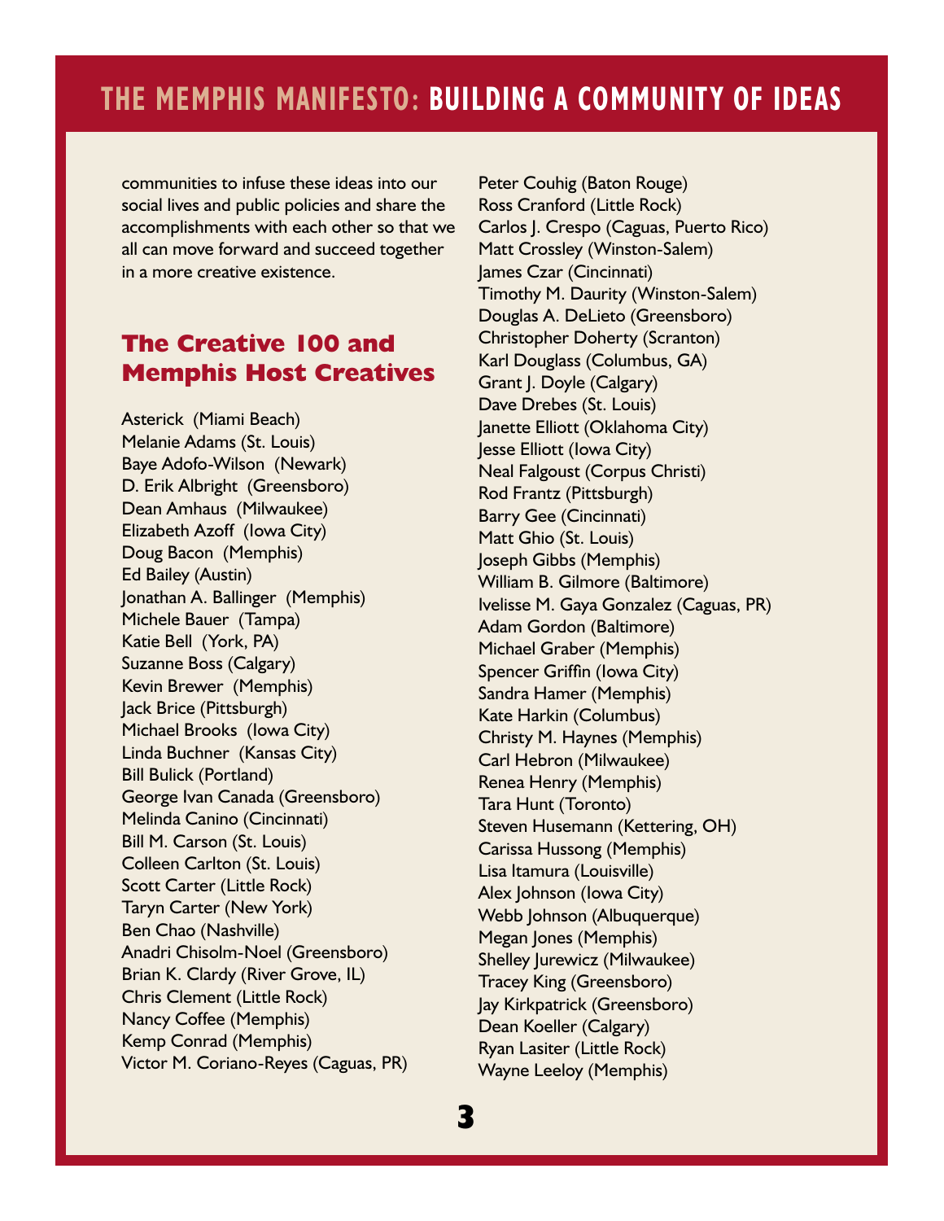communities to infuse these ideas into our social lives and public policies and share the accomplishments with each other so that we all can move forward and succeed together in a more creative existence.

## The Creative 100 and Memphis Host Creatives

Asterick (Miami Beach)
Melanie Adams (St. Louis)
Baye Adofo-Wilson (Newark)
D. Erik Albright (Greensboro)
Dean Amhaus (Milwaukee)
Elizabeth Azoff (Iowa City)
Doug Bacon (Memphis)
Ed Bailey (Austin)
Jonathan A. Ballinger (Memphis)
Michele Bauer (Tampa)
Katie Bell (York, PA)
Suzanne Boss (Calgary)
Kevin Brewer (Memphis)
Jack Brice (Pittsburgh)
Michael Brooks (Iowa City)
Linda Buchner (Kansas City)
Bill Bulick (Portland)
George Ivan Canada (Greensboro)
Melinda Canino (Cincinnati)
Bill M. Carson (St. Louis)
Colleen Carlton (St. Louis)
Scott Carter (Little Rock)
Taryn Carter (New York)
Ben Chao (Nashville)
Anadri Chisolm-Noel (Greensboro)
Brian K. Clardy (River Grove, IL)
Chris Clement (Little Rock)
Nancy Coffee (Memphis)
Kemp Conrad (Memphis)
Victor M. Coriano-Reyes (Caguas, PR)
Peter Couhig (Baton Rouge)
Ross Cranford (Little Rock)
Carlos J. Crespo (Caguas, Puerto Rico)
Matt Crossley (Winston-Salem)
James Czar (Cincinnati)
Timothy M. Daurity (Winston-Salem)
Douglas A. DeLieto (Greensboro)
Christopher Doherty (Scranton)
Karl Douglass (Columbus, GA)
Grant J. Doyle (Calgary)
Dave Drebes (St. Louis)
Janette Elliott (Oklahoma City)
Jesse Elliott (Iowa City)
Neal Falgoust (Corpus Christi)
Rod Frantz (Pittsburgh)
Barry Gee (Cincinnati)
Matt Ghio (St. Louis)
Joseph Gibbs (Memphis)
William B. Gilmore (Baltimore)
Ivelisse M. Gaya Gonzalez (Caguas, PR)
Adam Gordon (Baltimore)
Michael Graber (Memphis)
Spencer Griffin (Iowa City)
Sandra Hamer (Memphis)
Kate Harkin (Columbus)
Christy M. Haynes (Memphis)
Carl Hebron (Milwaukee)
Renea Henry (Memphis)
Tara Hunt (Toronto)
Steven Husemann (Kettering, OH)
Carissa Hussong (Memphis)
Lisa Itamura (Louisville)
Alex Johnson (Iowa City)
Webb Johnson (Albuquerque)
Megan Jones (Memphis)
Shelley Jurewicz (Milwaukee)
Tracey King (Greensboro)
Jay Kirkpatrick (Greensboro)
Dean Koeller (Calgary)
Ryan Lasiter (Little Rock)
Wayne Leeloy (Memphis)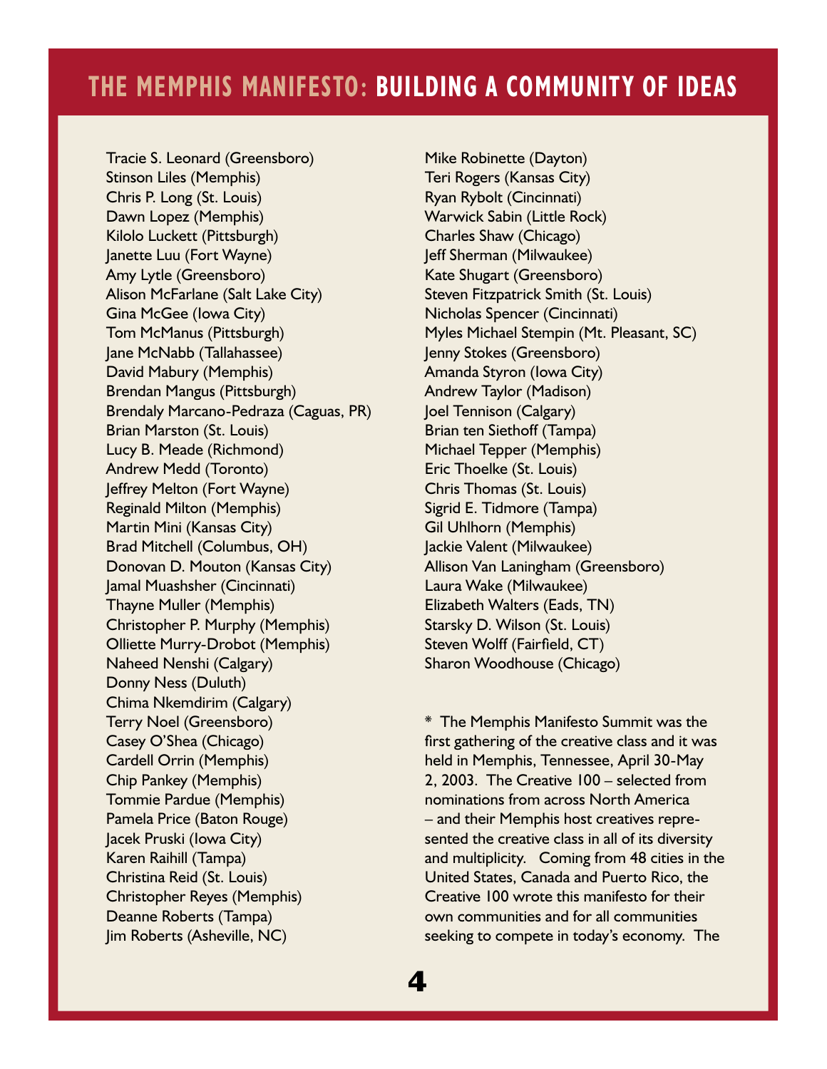Tracie S. Leonard (Greensboro)
Stinson Liles (Memphis)
Chris P. Long (St. Louis)
Dawn Lopez (Memphis)
Kilolo Luckett (Pittsburgh)
Janette Luu (Fort Wayne)
Amy Lytle (Greensboro)
Alison McFarlane (Salt Lake City)
Gina McGee (Iowa City)
Tom McManus (Pittsburgh)
Jane McNabb (Tallahassee)
David Mabury (Memphis)
Brendan Mangus (Pittsburgh)
Brendaly Marcano-Pedraza (Caguas, PR)
Brian Marston (St. Louis)
Lucy B. Meade (Richmond)
Andrew Medd (Toronto)
Jeffrey Melton (Fort Wayne)
Reginald Milton (Memphis)
Martin Mini (Kansas City)
Brad Mitchell (Columbus, OH)
Donovan D. Mouton (Kansas City)
Jamal Muashsher (Cincinnati)
Thayne Muller (Memphis)
Christopher P. Murphy (Memphis)
Olliette Murry-Drobot (Memphis)
Naheed Nenshi (Calgary)
Donny Ness (Duluth)
Chima Nkemdirim (Calgary)
Terry Noel (Greensboro)
Casey O'Shea (Chicago)
Cardell Orrin (Memphis)
Chip Pankey (Memphis)
Tommie Pardue (Memphis)
Pamela Price (Baton Rouge)
Jacek Pruski (Iowa City)
Karen Raihill (Tampa)
Christina Reid (St. Louis)
Christopher Reyes (Memphis)
Deanne Roberts (Tampa)
Jim Roberts (Asheville, NC)
Mike Robinette (Dayton)
Teri Rogers (Kansas City)
Ryan Rybolt (Cincinnati)
Warwick Sabin (Little Rock)
Charles Shaw (Chicago)
Jeff Sherman (Milwaukee)
Kate Shugart (Greensboro)
Steven Fitzpatrick Smith (St. Louis)
Nicholas Spencer (Cincinnati)
Myles Michael Stempin (Mt. Pleasant, SC)
Jenny Stokes (Greensboro)
Amanda Styron (Iowa City)
Andrew Taylor (Madison)
Joel Tennison (Calgary)
Brian ten Siethoff (Tampa)
Michael Tepper (Memphis)
Eric Thoelke (St. Louis)
Chris Thomas (St. Louis)
Sigrid E. Tidmore (Tampa)
Gil Uhlhorn (Memphis)
Jackie Valent (Milwaukee)
Allison Van Laningham (Greensboro)
Laura Wake (Milwaukee)
Elizabeth Walters (Eads, TN)
Starsky D. Wilson (St. Louis)
Steven Wolff (Fairfield, CT)
Sharon Woodhouse (Chicago)

* The Memphis Manifesto Summit was the first gathering of the creative class and it was held in Memphis, Tennessee, April 30-May 2, 2003. The Creative 100 – selected from nominations from across North America – and their Memphis host creatives represented the creative class in all of its diversity and multiplicity. Coming from 48 cities in the United States, Canada and Puerto Rico, the Creative 100 wrote this manifesto for their own communities and for all communities seeking to compete in today's economy. The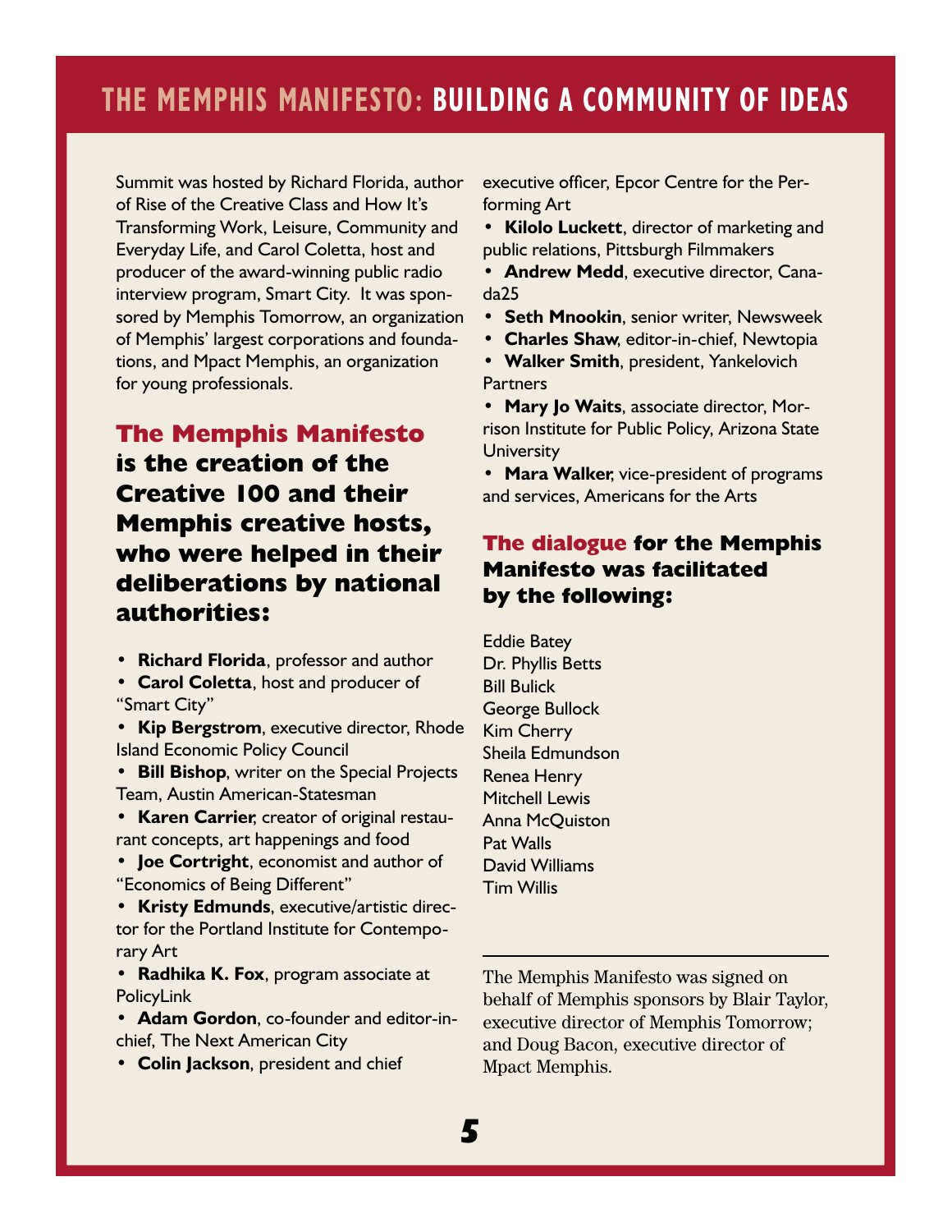# THE MEMPHIS MANIFESTO: BUILDING A COMMUNITY OF IDEAS

Summit was hosted by Richard Florida, author of Rise of the Creative Class and How It's Transforming Work, Leisure, Community and Everyday Life, and Carol Coletta, host and producer of the award-winning public radio interview program, Smart City. It was sponsored by Memphis Tomorrow, an organization of Memphis' largest corporations and foundations, and Mpact Memphis, an organization for young professionals.

## The Memphis Manifesto is the creation of the Creative 100 and their Memphis creative hosts, who were helped in their deliberations by national authorities:

- **Richard Florida**, professor and author
- **Carol Coletta**, host and producer of "Smart City"
- **Kip Bergstrom**, executive director, Rhode Island Economic Policy Council
- **Bill Bishop**, writer on the Special Projects Team, Austin American-Statesman
- **Karen Carrier**, creator of original restaurant concepts, art happenings and food
- **Joe Cortright**, economist and author of "Economics of Being Different"
- **Kristy Edmunds**, executive/artistic director for the Portland Institute for Contemporary Art
- **Radhika K. Fox**, program associate at PolicyLink
- **Adam Gordon**, co-founder and editor-in-chief, The Next American City
- **Colin Jackson**, president and chief executive officer, Epcor Centre for the Performing Art
- **Kilolo Luckett**, director of marketing and public relations, Pittsburgh Filmmakers
- **Andrew Medd**, executive director, Canada25
- **Seth Mnookin**, senior writer, Newsweek
- **Charles Shaw**, editor-in-chief, Newtopia
- **Walker Smith**, president, Yankelovich Partners
- **Mary Jo Waits**, associate director, Morrison Institute for Public Policy, Arizona State University
- **Mara Walker**, vice-president of programs and services, Americans for the Arts

## The dialogue for the Memphis Manifesto was facilitated by the following:

Eddie Batey
Dr. Phyllis Betts
Bill Bulick
George Bullock
Kim Cherry
Sheila Edmundson
Renea Henry
Mitchell Lewis
Anna McQuiston
Pat Walls
David Williams
Tim Willis

---

The Memphis Manifesto was signed on behalf of Memphis sponsors by Blair Taylor, executive director of Memphis Tomorrow; and Doug Bacon, executive director of Mpact Memphis.